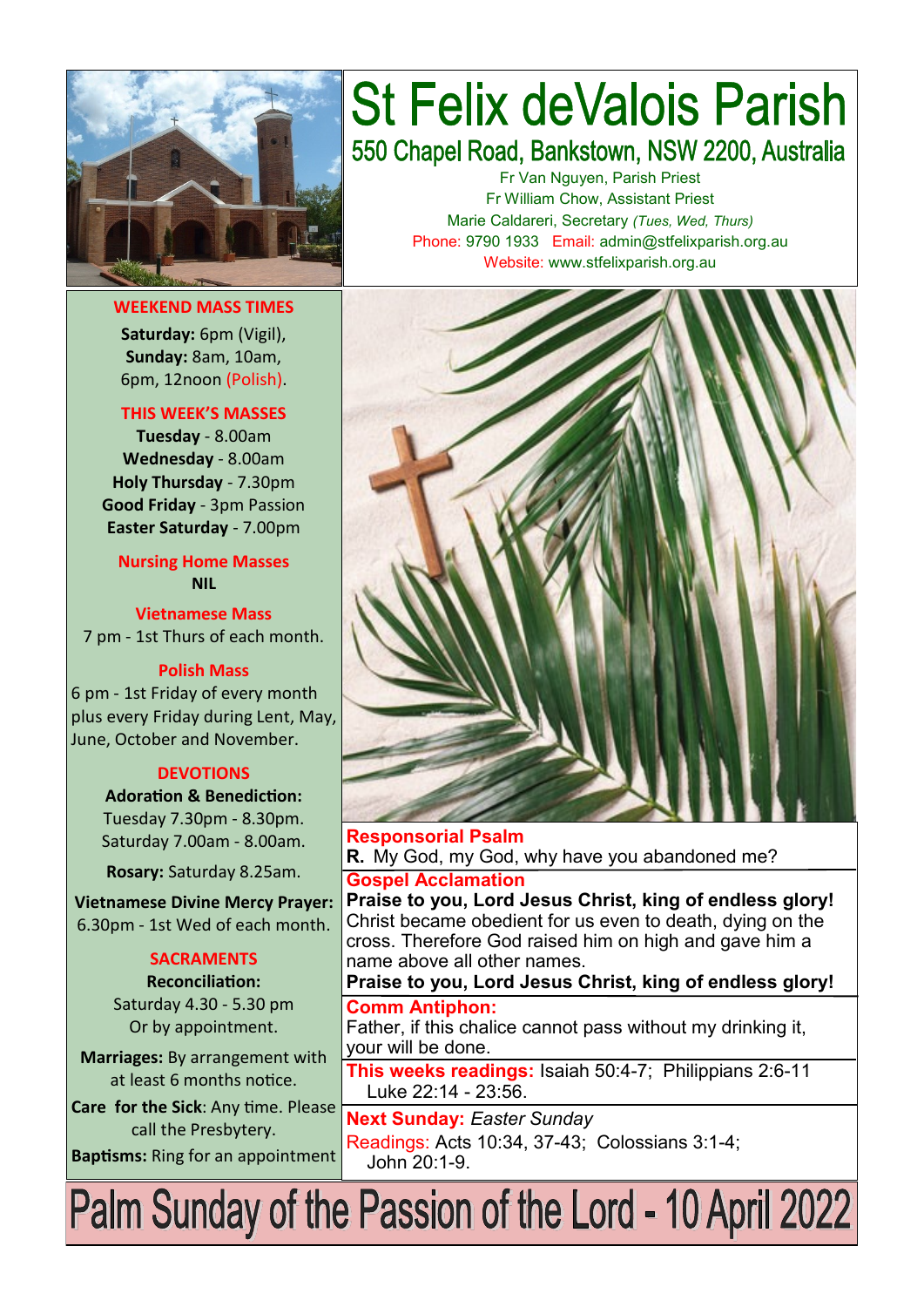# St Felix deValois Parish

## 550 Chapel Road, Bankstown, NSW 2200, Australia

Fr Van Nguyen, Parish Priest
Fr William Chow, Assistant Priest
Marie Caldareri, Secretary *(Tues, Wed, Thurs)*
Phone: 9790 1933 Email: admin@stfelixparish.org.au
Website: www.stfelixparish.org.au

### WEEKEND MASS TIMES

**Saturday:** 6pm (Vigil), **Sunday:** 8am, 10am, 6pm, 12noon (Polish).

### THIS WEEK'S MASSES

**Tuesday** - 8.00am
**Wednesday** - 8.00am
**Holy Thursday** - 7.30pm
**Good Friday** - 3pm Passion
**Easter Saturday** - 7.00pm

### Nursing Home Masses

**NIL**

### Vietnamese Mass

7 pm - 1st Thurs of each month.

### Polish Mass

6 pm - 1st Friday of every month plus every Friday during Lent, May, June, October and November.

### DEVOTIONS

**Adoration & Benediction:**
Tuesday 7.30pm - 8.30pm.
Saturday 7.00am - 8.00am.

**Rosary:** Saturday 8.25am.

**Vietnamese Divine Mercy Prayer:** 6.30pm - 1st Wed of each month.

### SACRAMENTS

**Reconciliation:**
Saturday 4.30 - 5.30 pm
Or by appointment.

**Marriages:** By arrangement with at least 6 months notice.

**Care for the Sick**: Any time. Please call the Presbytery.

**Baptisms:** Ring for an appointment

**Responsorial Psalm**
**R.** My God, my God, why have you abandoned me?

**Gospel Acclamation**
**Praise to you, Lord Jesus Christ, king of endless glory!**
Christ became obedient for us even to death, dying on the cross. Therefore God raised him on high and gave him a name above all other names.
**Praise to you, Lord Jesus Christ, king of endless glory!**

**Comm Antiphon:**
Father, if this chalice cannot pass without my drinking it, your will be done.

**This weeks readings:** Isaiah 50:4-7; Philippians 2:6-11
Luke 22:14 - 23:56.

**Next Sunday:** *Easter Sunday*
Readings: Acts 10:34, 37-43; Colossians 3:1-4;
John 20:1-9.

# Palm Sunday of the Passion of the Lord - 10 April 2022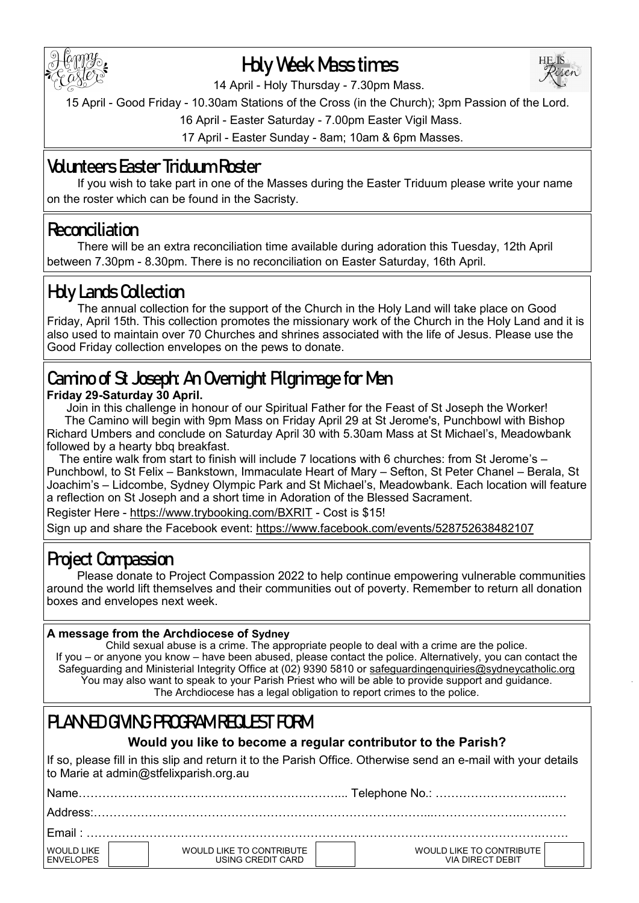## Holy Week Mass times

14 April - Holy Thursday - 7.30pm Mass.

15 April - Good Friday - 10.30am Stations of the Cross (in the Church); 3pm Passion of the Lord.

16 April - Easter Saturday - 7.00pm Easter Vigil Mass.

17 April - Easter Sunday - 8am; 10am & 6pm Masses.

## Volunteers Easter Triduum Roster

If you wish to take part in one of the Masses during the Easter Triduum please write your name on the roster which can be found in the Sacristy.

## Reconciliation

There will be an extra reconciliation time available during adoration this Tuesday, 12th April between 7.30pm - 8.30pm. There is no reconciliation on Easter Saturday, 16th April.

## Holy Lands Collection

The annual collection for the support of the Church in the Holy Land will take place on Good Friday, April 15th. This collection promotes the missionary work of the Church in the Holy Land and it is also used to maintain over 70 Churches and shrines associated with the life of Jesus. Please use the Good Friday collection envelopes on the pews to donate.

## Camino of St Joseph: An Overnight Pilgrimage for Men

**Friday 29-Saturday 30 April.**

Join in this challenge in honour of our Spiritual Father for the Feast of St Joseph the Worker!

The Camino will begin with 9pm Mass on Friday April 29 at St Jerome's, Punchbowl with Bishop Richard Umbers and conclude on Saturday April 30 with 5.30am Mass at St Michael's, Meadowbank followed by a hearty bbq breakfast.

The entire walk from start to finish will include 7 locations with 6 churches: from St Jerome's – Punchbowl, to St Felix – Bankstown, Immaculate Heart of Mary – Sefton, St Peter Chanel – Berala, St Joachim's – Lidcombe, Sydney Olympic Park and St Michael's, Meadowbank. Each location will feature a reflection on St Joseph and a short time in Adoration of the Blessed Sacrament.

Register Here - https://www.trybooking.com/BXRIT - Cost is $15!

Sign up and share the Facebook event: https://www.facebook.com/events/528752638482107

## Project Compassion

Please donate to Project Compassion 2022 to help continue empowering vulnerable communities around the world lift themselves and their communities out of poverty. Remember to return all donation boxes and envelopes next week.

**A message from the Archdiocese of Sydney**

Child sexual abuse is a crime. The appropriate people to deal with a crime are the police.
If you – or anyone you know – have been abused, please contact the police. Alternatively, you can contact the Safeguarding and Ministerial Integrity Office at (02) 9390 5810 or safeguardingenquiries@sydneycatholic.org
You may also want to speak to your Parish Priest who will be able to provide support and guidance.
The Archdiocese has a legal obligation to report crimes to the police.

## PLANNED GIVING PROGRAM REQUEST FORM

**Would you like to become a regular contributor to the Parish?**

If so, please fill in this slip and return it to the Parish Office. Otherwise send an e-mail with your details to Marie at admin@stfelixparish.org.au

Name………………………………………………………... Telephone No.: …………………………….

Address:……………………………………………………………………………………………………

Email : ………………………………………………………………………………………………………

| WOULD LIKE ENVELOPES | | WOULD LIKE TO CONTRIBUTE USING CREDIT CARD | | WOULD LIKE TO CONTRIBUTE VIA DIRECT DEBIT | |
|---|---|---|---|---|---|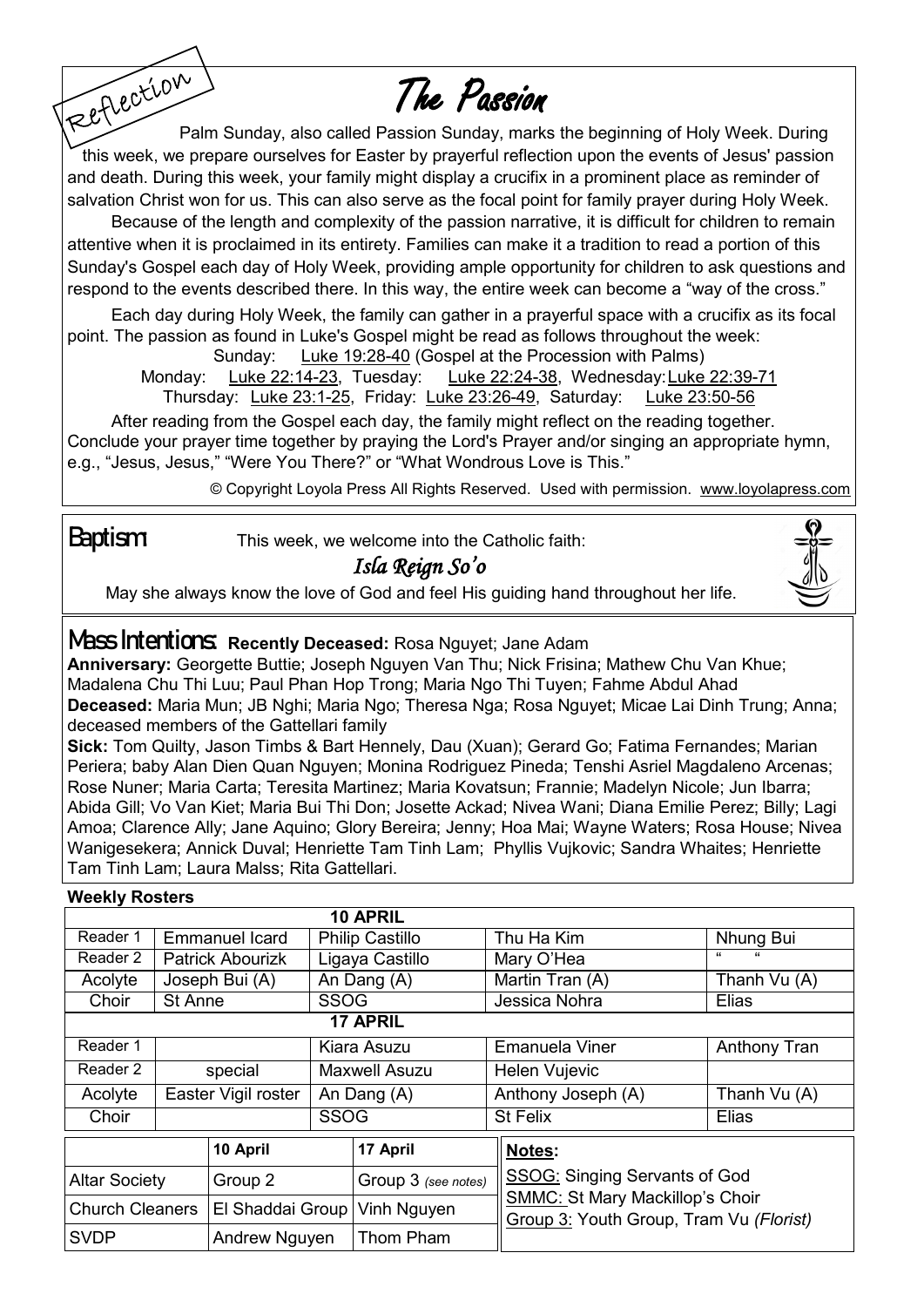Reflection

# The Passion

Palm Sunday, also called Passion Sunday, marks the beginning of Holy Week. During this week, we prepare ourselves for Easter by prayerful reflection upon the events of Jesus' passion and death. During this week, your family might display a crucifix in a prominent place as reminder of salvation Christ won for us. This can also serve as the focal point for family prayer during Holy Week.

Because of the length and complexity of the passion narrative, it is difficult for children to remain attentive when it is proclaimed in its entirety. Families can make it a tradition to read a portion of this Sunday's Gospel each day of Holy Week, providing ample opportunity for children to ask questions and respond to the events described there. In this way, the entire week can become a "way of the cross."

Each day during Holy Week, the family can gather in a prayerful space with a crucifix as its focal point. The passion as found in Luke's Gospel might be read as follows throughout the week:

Sunday: Luke 19:28-40 (Gospel at the Procession with Palms)

Monday: Luke 22:14-23, Tuesday: Luke 22:24-38, Wednesday: Luke 22:39-71

Thursday: Luke 23:1-25, Friday: Luke 23:26-49, Saturday: Luke 23:50-56

After reading from the Gospel each day, the family might reflect on the reading together. Conclude your prayer time together by praying the Lord's Prayer and/or singing an appropriate hymn, e.g., "Jesus, Jesus," "Were You There?" or "What Wondrous Love is This."

© Copyright Loyola Press All Rights Reserved. Used with permission. www.loyolapress.com

## Baptism:

This week, we welcome into the Catholic faith:

*Isla Reign So'o*

May she always know the love of God and feel His guiding hand throughout her life.

## Mass Intentions:

**Recently Deceased:** Rosa Nguyet; Jane Adam

**Anniversary:** Georgette Buttie; Joseph Nguyen Van Thu; Nick Frisina; Mathew Chu Van Khue; Madalena Chu Thi Luu; Paul Phan Hop Trong; Maria Ngo Thi Tuyen; Fahme Abdul Ahad

**Deceased:** Maria Mun; JB Nghi; Maria Ngo; Theresa Nga; Rosa Nguyet; Micae Lai Dinh Trung; Anna; deceased members of the Gattellari family

**Sick:** Tom Quilty, Jason Timbs & Bart Hennely, Dau (Xuan); Gerard Go; Fatima Fernandes; Marian Periera; baby Alan Dien Quan Nguyen; Monina Rodriguez Pineda; Tenshi Asriel Magdaleno Arcenas; Rose Nuner; Maria Carta; Teresita Martinez; Maria Kovatsun; Frannie; Madelyn Nicole; Jun Ibarra; Abida Gill; Vo Van Kiet; Maria Bui Thi Don; Josette Ackad; Nivea Wani; Diana Emilie Perez; Billy; Lagi Amoa; Clarence Ally; Jane Aquino; Glory Bereira; Jenny; Hoa Mai; Wayne Waters; Rosa House; Nivea Wanigesekera; Annick Duval; Henriette Tam Tinh Lam; Phyllis Vujkovic; Sandra Whaites; Henriette Tam Tinh Lam; Laura Malss; Rita Gattellari.

**Weekly Rosters**

| | **10 APRIL** | | | |
|---|---|---|---|---|
| Reader 1 | Emmanuel Icard | Philip Castillo | Thu Ha Kim | Nhung Bui |
| Reader 2 | Patrick Abourizk | Ligaya Castillo | Mary O'Hea | " " |
| Acolyte | Joseph Bui (A) | An Dang (A) | Martin Tran (A) | Thanh Vu (A) |
| Choir | St Anne | SSOG | Jessica Nohra | Elias |
| | **17 APRIL** | | | |
| Reader 1 | | Kiara Asuzu | Emanuela Viner | Anthony Tran |
| Reader 2 | special | Maxwell Asuzu | Helen Vujevic | |
| Acolyte | Easter Vigil roster | An Dang (A) | Anthony Joseph (A) | Thanh Vu (A) |
| Choir | | SSOG | St Felix | Elias |

| | 10 April | 17 April |
|---|---|---|
| Altar Society | Group 2 | Group 3 *(see notes)* |
| Church Cleaners | El Shaddai Group | Vinh Nguyen |
| SVDP | Andrew Nguyen | Thom Pham |

**Notes:**

SSOG: Singing Servants of God

SMMC: St Mary Mackillop's Choir

Group 3: Youth Group, Tram Vu *(Florist)*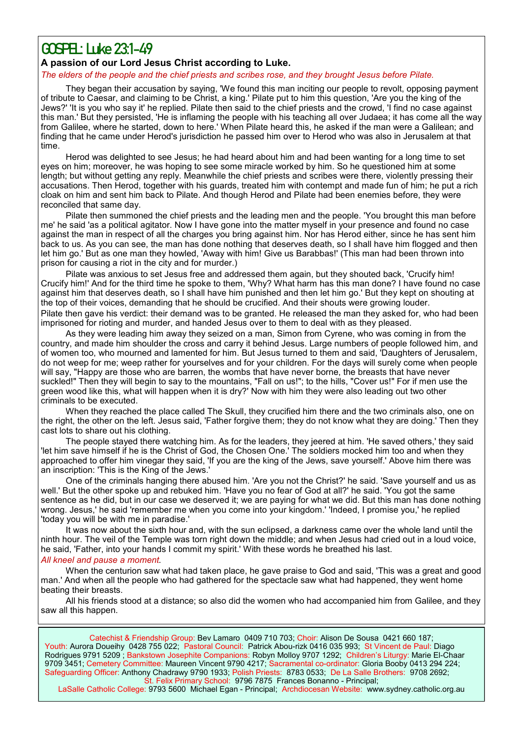## GOSPEL: Luke 23:1-49

**A passion of our Lord Jesus Christ according to Luke.**

*The elders of the people and the chief priests and scribes rose, and they brought Jesus before Pilate.*

They began their accusation by saying, 'We found this man inciting our people to revolt, opposing payment of tribute to Caesar, and claiming to be Christ, a king.' Pilate put to him this question, 'Are you the king of the Jews?' 'It is you who say it' he replied. Pilate then said to the chief priests and the crowd, 'I find no case against this man.' But they persisted, 'He is inflaming the people with his teaching all over Judaea; it has come all the way from Galilee, where he started, down to here.' When Pilate heard this, he asked if the man were a Galilean; and finding that he came under Herod's jurisdiction he passed him over to Herod who was also in Jerusalem at that time.

Herod was delighted to see Jesus; he had heard about him and had been wanting for a long time to set eyes on him; moreover, he was hoping to see some miracle worked by him. So he questioned him at some length; but without getting any reply. Meanwhile the chief priests and scribes were there, violently pressing their accusations. Then Herod, together with his guards, treated him with contempt and made fun of him; he put a rich cloak on him and sent him back to Pilate. And though Herod and Pilate had been enemies before, they were reconciled that same day.

Pilate then summoned the chief priests and the leading men and the people. 'You brought this man before me' he said 'as a political agitator. Now I have gone into the matter myself in your presence and found no case against the man in respect of all the charges you bring against him. Nor has Herod either, since he has sent him back to us. As you can see, the man has done nothing that deserves death, so I shall have him flogged and then let him go.' But as one man they howled, 'Away with him! Give us Barabbas!' (This man had been thrown into prison for causing a riot in the city and for murder.)

Pilate was anxious to set Jesus free and addressed them again, but they shouted back, 'Crucify him! Crucify him!' And for the third time he spoke to them, 'Why? What harm has this man done? I have found no case against him that deserves death, so I shall have him punished and then let him go.' But they kept on shouting at the top of their voices, demanding that he should be crucified. And their shouts were growing louder.
Pilate then gave his verdict: their demand was to be granted. He released the man they asked for, who had been imprisoned for rioting and murder, and handed Jesus over to them to deal with as they pleased.

As they were leading him away they seized on a man, Simon from Cyrene, who was coming in from the country, and made him shoulder the cross and carry it behind Jesus. Large numbers of people followed him, and of women too, who mourned and lamented for him. But Jesus turned to them and said, 'Daughters of Jerusalem, do not weep for me; weep rather for yourselves and for your children. For the days will surely come when people will say, "Happy are those who are barren, the wombs that have never borne, the breasts that have never suckled!" Then they will begin to say to the mountains, "Fall on us!"; to the hills, "Cover us!" For if men use the green wood like this, what will happen when it is dry?' Now with him they were also leading out two other criminals to be executed.

When they reached the place called The Skull, they crucified him there and the two criminals also, one on the right, the other on the left. Jesus said, 'Father forgive them; they do not know what they are doing.' Then they cast lots to share out his clothing.

The people stayed there watching him. As for the leaders, they jeered at him. 'He saved others,' they said 'let him save himself if he is the Christ of God, the Chosen One.' The soldiers mocked him too and when they approached to offer him vinegar they said, 'If you are the king of the Jews, save yourself.' Above him there was an inscription: 'This is the King of the Jews.'

One of the criminals hanging there abused him. 'Are you not the Christ?' he said. 'Save yourself and us as well.' But the other spoke up and rebuked him. 'Have you no fear of God at all?' he said. 'You got the same sentence as he did, but in our case we deserved it; we are paying for what we did. But this man has done nothing wrong. Jesus,' he said 'remember me when you come into your kingdom.' 'Indeed, I promise you,' he replied 'today you will be with me in paradise.'

It was now about the sixth hour and, with the sun eclipsed, a darkness came over the whole land until the ninth hour. The veil of the Temple was torn right down the middle; and when Jesus had cried out in a loud voice, he said, 'Father, into your hands I commit my spirit.' With these words he breathed his last.

*All kneel and pause a moment.*

When the centurion saw what had taken place, he gave praise to God and said, 'This was a great and good man.' And when all the people who had gathered for the spectacle saw what had happened, they went home beating their breasts.

All his friends stood at a distance; so also did the women who had accompanied him from Galilee, and they saw all this happen.

---

Catechist & Friendship Group: Bev Lamaro 0409 710 703; Choir: Alison De Sousa 0421 660 187; Youth: Aurora Doueihy 0428 755 022; Pastoral Council: Patrick Abou-rizk 0416 035 993; St Vincent de Paul: Diago Rodrigues 9791 5209 ; Bankstown Josephite Companions: Robyn Molloy 9707 1292; Children's Liturgy: Marie El-Chaar 9709 3451; Cemetery Committee: Maureen Vincent 9790 4217; Sacramental co-ordinator: Gloria Booby 0413 294 224; Safeguarding Officer: Anthony Chadrawy 9790 1933; Polish Priests: 8783 0533; De La Salle Brothers: 9708 2692; St. Felix Primary School: 9796 7875 Frances Bonanno - Principal; LaSalle Catholic College: 9793 5600 Michael Egan - Principal; Archdiocesan Website: www.sydney.catholic.org.au